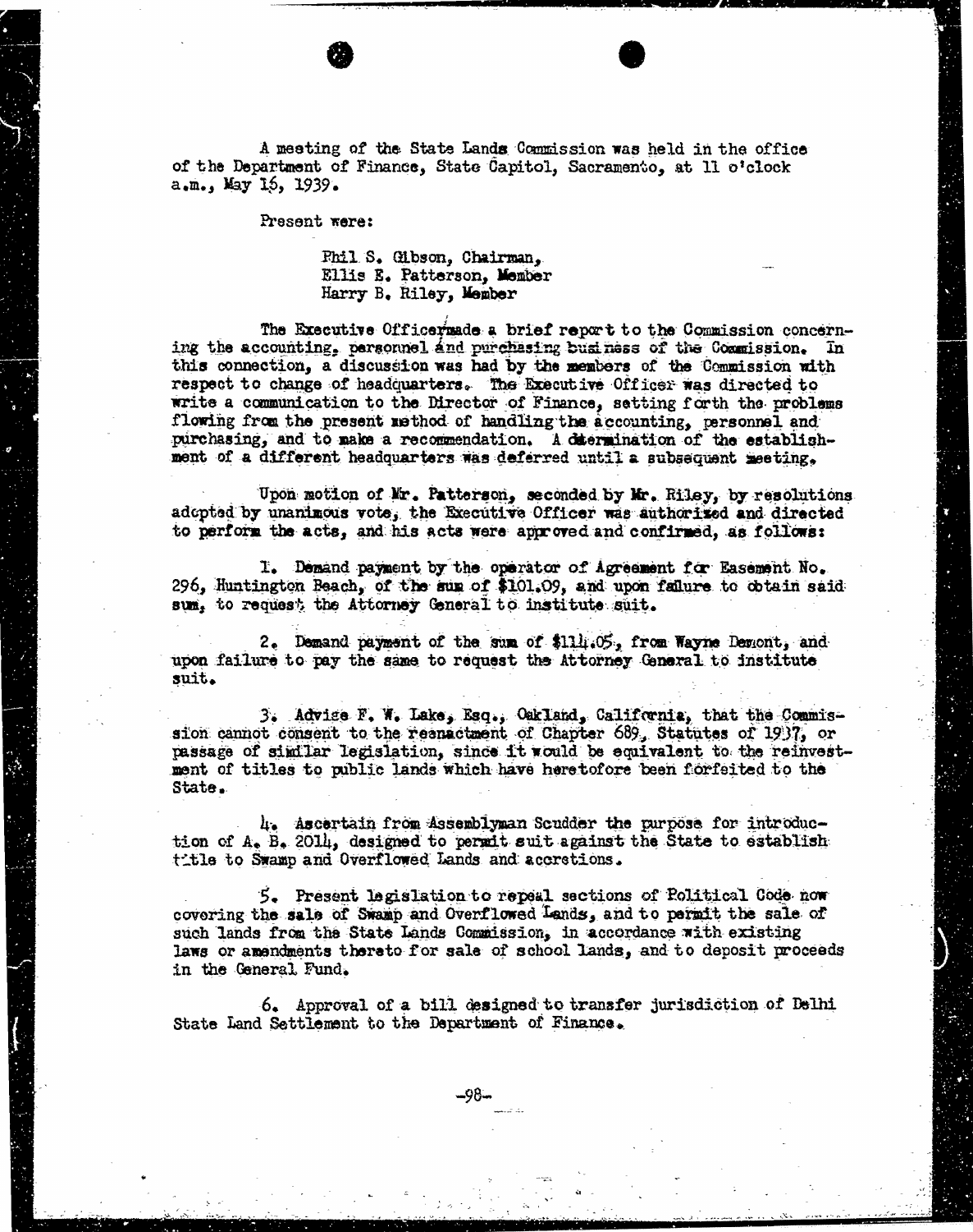A meeting of the State Lands Commission was held in the office of the Department of Finance, State Capitol, Sacramento, at 11 o'clock a.m., May 16, 1939.

Present were:

> Phil S. Gibson, Chairman,
> Ellis E. Patterson, Member
> Harry B. Riley, Member

The Executive Officer made a brief report to the Commission concerning the accounting, personnel and purchasing business of the Commission. In this connection, a discussion was had by the members of the Commission with respect to change of headquarters. The Executive Officer was directed to write a communication to the Director of Finance, setting forth the problems flowing from the present method of handling the accounting, personnel and purchasing, and to make a recommendation. A determination of the establishment of a different headquarters was deferred until a subsequent meeting.

Upon motion of Mr. Patterson, seconded by Mr. Riley, by resolutions adopted by unanimous vote, the Executive Officer was authorized and directed to perform the acts, and his acts were approved and confirmed, as follows:

1. Demand payment by the operator of Agreement for Easement No. 296, Huntington Beach, of the sum of $101.09, and upon failure to obtain said sum, to request the Attorney General to institute suit.

2. Demand payment of the sum of $114.05, from Wayne Demont, and upon failure to pay the same to request the Attorney General to institute suit.

3. Advise F. W. Lake, Esq., Oakland, California, that the Commission cannot consent to the reenactment of Chapter 689, Statutes of 1937, or passage of similar legislation, since it would be equivalent to the reinvestment of titles to public lands which have heretofore been forfeited to the State.

4. Ascertain from Assemblyman Scudder the purpose for introduction of A. B. 2014, designed to permit suit against the State to establish title to Swamp and Overflowed Lands and accretions.

5. Present legislation to repeal sections of Political Code now covering the sale of Swamp and Overflowed Lands, and to permit the sale of such lands from the State Lands Commission, in accordance with existing laws or amendments thereto for sale of school lands, and to deposit proceeds in the General Fund.

6. Approval of a bill designed to transfer jurisdiction of Delhi State Land Settlement to the Department of Finance.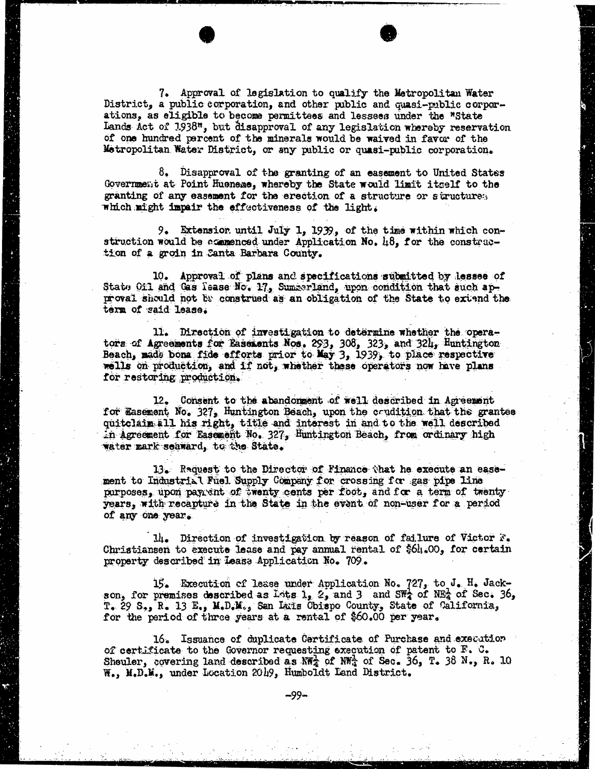7. Approval of legislation to qualify the Metropolitan Water District, a public corporation, and other public and quasi-public corporations, as eligible to become permittees and lessees under the "State Lands Act of 1938", but disapproval of any legislation whereby reservation of one hundred percent of the minerals would be waived in favor of the Metropolitan Water District, or any public or quasi-public corporation.

8. Disapproval of the granting of an easement to United States Government at Point Hueneme, whereby the State would limit itself to the granting of any easement for the erection of a structure or structures which might impair the effectiveness of the light.

9. Extension until July 1, 1939, of the time within which construction would be commenced under Application No. 48, for the construction of a groin in Santa Barbara County.

10. Approval of plans and specifications submitted by lessee of State Oil and Gas Lease No. 17, Summerland, upon condition that such approval should not be construed as an obligation of the State to extend the term of said lease.

11. Direction of investigation to determine whether the operators of Agreements for Easements Nos. 293, 308, 323, and 324, Huntington Beach, made bona fide efforts prior to May 3, 1939, to place respective wells on production, and if not, whether these operators now have plans for restoring production.

12. Consent to the abandonment of well described in Agreement for Easement No. 327, Huntington Beach, upon the condition that the grantee quitclaim all his right, title and interest in and to the well described in Agreement for Easement No. 327, Huntington Beach, from ordinary high water mark seaward, to the State.

13. Request to the Director of Finance that he execute an easement to Industrial Fuel Supply Company for crossing for gas pipe line purposes, upon payment of twenty cents per foot, and for a term of twenty years, with recapture in the State in the event of non-user for a period of any one year.

14. Direction of investigation by reason of failure of Victor F. Christiansen to execute lease and pay annual rental of $64.00, for certain property described in Lease Application No. 709.

15. Execution of lease under Application No. 727, to J. H. Jackson, for premises described as Lots 1, 2, and 3 and SW$\frac{1}{4}$ of NE$\frac{1}{4}$ of Sec. 36, T. 29 S., R. 13 E., M.D.M., San Luis Obispo County, State of California, for the period of three years at a rental of $60.00 per year.

16. Issuance of duplicate Certificate of Purchase and execution of certificate to the Governor requesting execution of patent to F. C. Sheuler, covering land described as NW$\frac{1}{4}$ of NW$\frac{1}{4}$ of Sec. 36, T. 38 N., R. 10 W., M.D.M., under Location 2049, Humboldt Land District.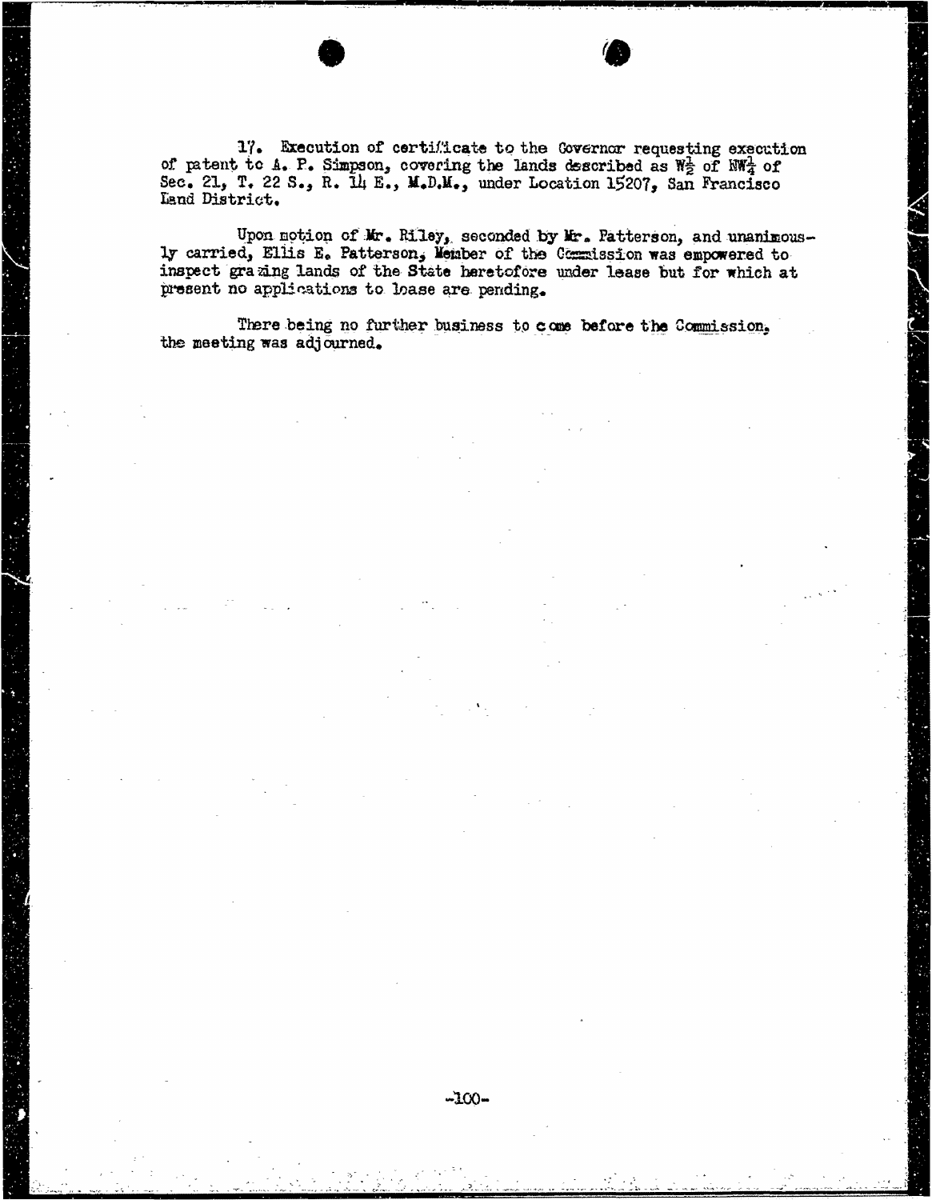17. Execution of certificate to the Governor requesting execution of patent to A. P. Simpson, covering the lands described as W½ of NW¼ of Sec. 21, T. 22 S., R. 14 E., M.D.M., under Location 15207, San Francisco Land District.

Upon motion of Mr. Riley, seconded by Mr. Patterson, and unanimously carried, Ellis E. Patterson, Member of the Commission was empowered to inspect grazing lands of the State heretofore under lease but for which at present no applications to lease are pending.

There being no further business to come before the Commission, the meeting was adjourned.